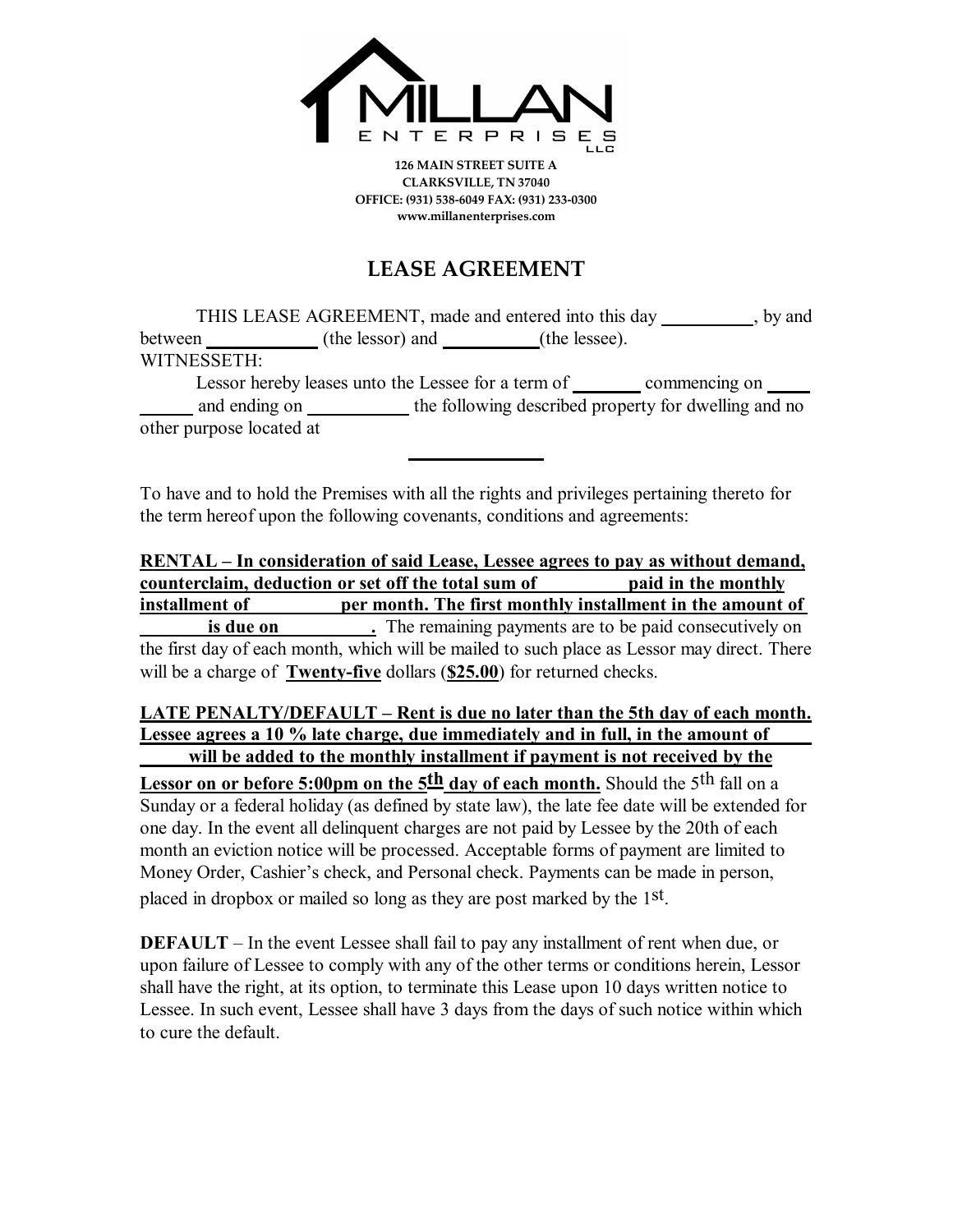MILLAN ENTERPRISES LLC

**126 MAIN STREET SUITE A**
**CLARKSVILLE, TN 37040**
**OFFICE: (931) 538-6049 FAX: (931) 233-0300**
**www.millanenterprises.com**

# LEASE AGREEMENT

THIS LEASE AGREEMENT, made and entered into this day \_\_\_\_\_\_\_\_\_\_, by and between \_\_\_\_\_\_\_\_\_\_\_\_ (the lessor) and \_\_\_\_\_\_\_\_\_\_(the lessee).

WITNESSETH:

Lessor hereby leases unto the Lessee for a term of \_\_\_\_\_\_\_ commencing on \_\_\_\_\_\_\_\_\_\_\_ and ending on \_\_\_\_\_\_\_\_\_\_\_ the following described property for dwelling and no other purpose located at

\_\_\_\_\_\_\_\_\_\_\_\_\_\_\_

To have and to hold the Premises with all the rights and privileges pertaining thereto for the term hereof upon the following covenants, conditions and agreements:

**RENTAL – In consideration of said Lease, Lessee agrees to pay as without demand, counterclaim, deduction or set off the total sum of \_\_\_\_\_\_\_\_\_\_ paid in the monthly installment of \_\_\_\_\_\_\_\_\_\_ per month. The first monthly installment in the amount of \_\_\_\_\_\_\_\_\_\_ is due on \_\_\_\_\_\_\_\_\_\_.** The remaining payments are to be paid consecutively on the first day of each month, which will be mailed to such place as Lessor may direct. There will be a charge of **Twenty-five** dollars (**$25.00**) for returned checks.

**LATE PENALTY/DEFAULT – Rent is due no later than the 5th day of each month. Lessee agrees a 10 % late charge, due immediately and in full, in the amount of \_\_\_\_\_\_\_\_\_\_ will be added to the monthly installment if payment is not received by the Lessor on or before 5:00pm on the 5th day of each month.** Should the 5th fall on a Sunday or a federal holiday (as defined by state law), the late fee date will be extended for one day. In the event all delinquent charges are not paid by Lessee by the 20th of each month an eviction notice will be processed. Acceptable forms of payment are limited to Money Order, Cashier's check, and Personal check. Payments can be made in person, placed in dropbox or mailed so long as they are post marked by the 1st.

**DEFAULT** – In the event Lessee shall fail to pay any installment of rent when due, or upon failure of Lessee to comply with any of the other terms or conditions herein, Lessor shall have the right, at its option, to terminate this Lease upon 10 days written notice to Lessee. In such event, Lessee shall have 3 days from the days of such notice within which to cure the default.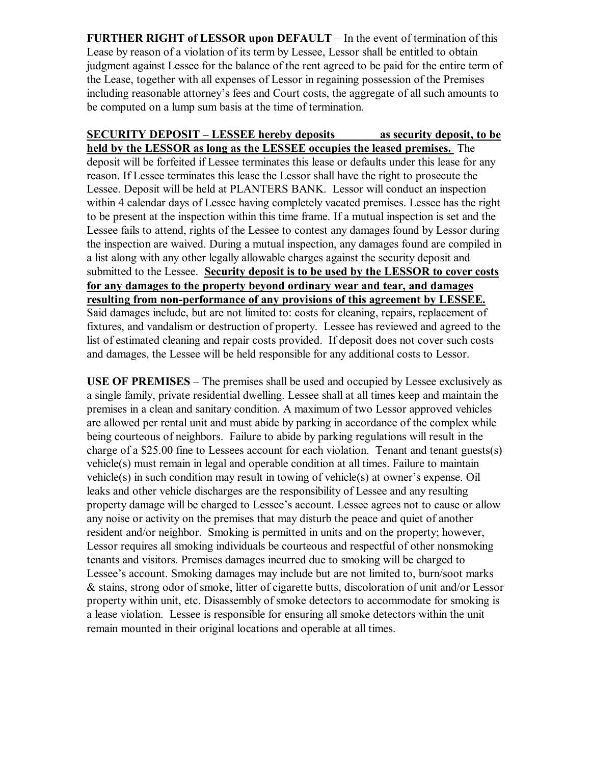**FURTHER RIGHT of LESSOR upon DEFAULT** – In the event of termination of this Lease by reason of a violation of its term by Lessee, Lessor shall be entitled to obtain judgment against Lessee for the balance of the rent agreed to be paid for the entire term of the Lease, together with all expenses of Lessor in regaining possession of the Premises including reasonable attorney's fees and Court costs, the aggregate of all such amounts to be computed on a lump sum basis at the time of termination.

**SECURITY DEPOSIT – LESSEE hereby deposits \_\_\_\_\_\_\_\_ as security deposit, to be held by the LESSOR as long as the LESSEE occupies the leased premises.** The deposit will be forfeited if Lessee terminates this lease or defaults under this lease for any reason. If Lessee terminates this lease the Lessor shall have the right to prosecute the Lessee. Deposit will be held at PLANTERS BANK. Lessor will conduct an inspection within 4 calendar days of Lessee having completely vacated premises. Lessee has the right to be present at the inspection within this time frame. If a mutual inspection is set and the Lessee fails to attend, rights of the Lessee to contest any damages found by Lessor during the inspection are waived. During a mutual inspection, any damages found are compiled in a list along with any other legally allowable charges against the security deposit and submitted to the Lessee. **Security deposit is to be used by the LESSOR to cover costs for any damages to the property beyond ordinary wear and tear, and damages resulting from non-performance of any provisions of this agreement by LESSEE.** Said damages include, but are not limited to: costs for cleaning, repairs, replacement of fixtures, and vandalism or destruction of property. Lessee has reviewed and agreed to the list of estimated cleaning and repair costs provided. If deposit does not cover such costs and damages, the Lessee will be held responsible for any additional costs to Lessor.

**USE OF PREMISES** – The premises shall be used and occupied by Lessee exclusively as a single family, private residential dwelling. Lessee shall at all times keep and maintain the premises in a clean and sanitary condition. A maximum of two Lessor approved vehicles are allowed per rental unit and must abide by parking in accordance of the complex while being courteous of neighbors. Failure to abide by parking regulations will result in the charge of a $25.00 fine to Lessees account for each violation. Tenant and tenant guests(s) vehicle(s) must remain in legal and operable condition at all times. Failure to maintain vehicle(s) in such condition may result in towing of vehicle(s) at owner's expense. Oil leaks and other vehicle discharges are the responsibility of Lessee and any resulting property damage will be charged to Lessee's account. Lessee agrees not to cause or allow any noise or activity on the premises that may disturb the peace and quiet of another resident and/or neighbor. Smoking is permitted in units and on the property; however, Lessor requires all smoking individuals be courteous and respectful of other nonsmoking tenants and visitors. Premises damages incurred due to smoking will be charged to Lessee's account. Smoking damages may include but are not limited to, burn/soot marks & stains, strong odor of smoke, litter of cigarette butts, discoloration of unit and/or Lessor property within unit, etc. Disassembly of smoke detectors to accommodate for smoking is a lease violation. Lessee is responsible for ensuring all smoke detectors within the unit remain mounted in their original locations and operable at all times.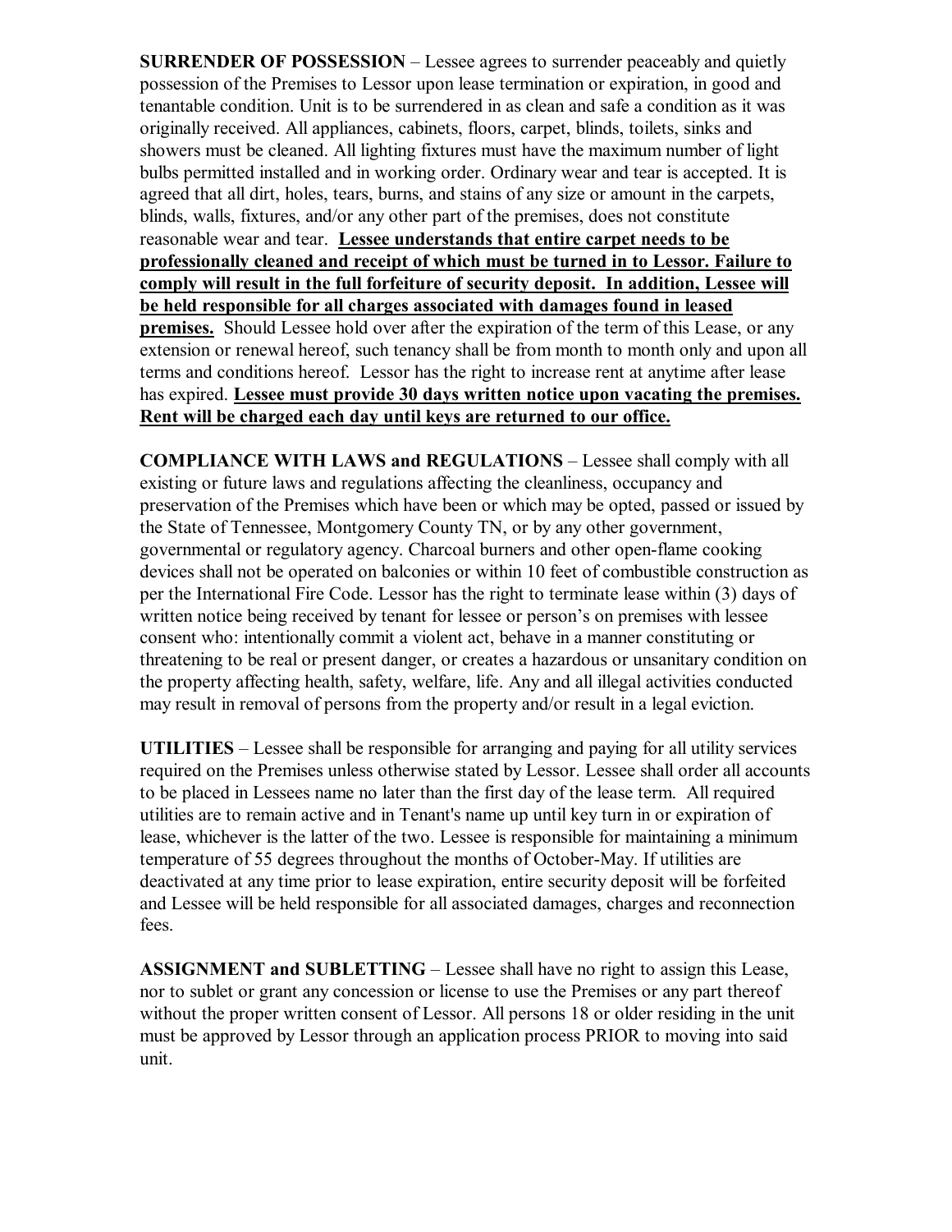**SURRENDER OF POSSESSION** – Lessee agrees to surrender peaceably and quietly possession of the Premises to Lessor upon lease termination or expiration, in good and tenantable condition. Unit is to be surrendered in as clean and safe a condition as it was originally received. All appliances, cabinets, floors, carpet, blinds, toilets, sinks and showers must be cleaned. All lighting fixtures must have the maximum number of light bulbs permitted installed and in working order. Ordinary wear and tear is accepted. It is agreed that all dirt, holes, tears, burns, and stains of any size or amount in the carpets, blinds, walls, fixtures, and/or any other part of the premises, does not constitute reasonable wear and tear. **Lessee understands that entire carpet needs to be professionally cleaned and receipt of which must be turned in to Lessor. Failure to comply will result in the full forfeiture of security deposit. In addition, Lessee will be held responsible for all charges associated with damages found in leased premises.** Should Lessee hold over after the expiration of the term of this Lease, or any extension or renewal hereof, such tenancy shall be from month to month only and upon all terms and conditions hereof. Lessor has the right to increase rent at anytime after lease has expired. **Lessee must provide 30 days written notice upon vacating the premises. Rent will be charged each day until keys are returned to our office.**

**COMPLIANCE WITH LAWS and REGULATIONS** – Lessee shall comply with all existing or future laws and regulations affecting the cleanliness, occupancy and preservation of the Premises which have been or which may be opted, passed or issued by the State of Tennessee, Montgomery County TN, or by any other government, governmental or regulatory agency. Charcoal burners and other open-flame cooking devices shall not be operated on balconies or within 10 feet of combustible construction as per the International Fire Code. Lessor has the right to terminate lease within (3) days of written notice being received by tenant for lessee or person's on premises with lessee consent who: intentionally commit a violent act, behave in a manner constituting or threatening to be real or present danger, or creates a hazardous or unsanitary condition on the property affecting health, safety, welfare, life. Any and all illegal activities conducted may result in removal of persons from the property and/or result in a legal eviction.

**UTILITIES** – Lessee shall be responsible for arranging and paying for all utility services required on the Premises unless otherwise stated by Lessor. Lessee shall order all accounts to be placed in Lessees name no later than the first day of the lease term. All required utilities are to remain active and in Tenant's name up until key turn in or expiration of lease, whichever is the latter of the two. Lessee is responsible for maintaining a minimum temperature of 55 degrees throughout the months of October-May. If utilities are deactivated at any time prior to lease expiration, entire security deposit will be forfeited and Lessee will be held responsible for all associated damages, charges and reconnection fees.

**ASSIGNMENT and SUBLETTING** – Lessee shall have no right to assign this Lease, nor to sublet or grant any concession or license to use the Premises or any part thereof without the proper written consent of Lessor. All persons 18 or older residing in the unit must be approved by Lessor through an application process PRIOR to moving into said unit.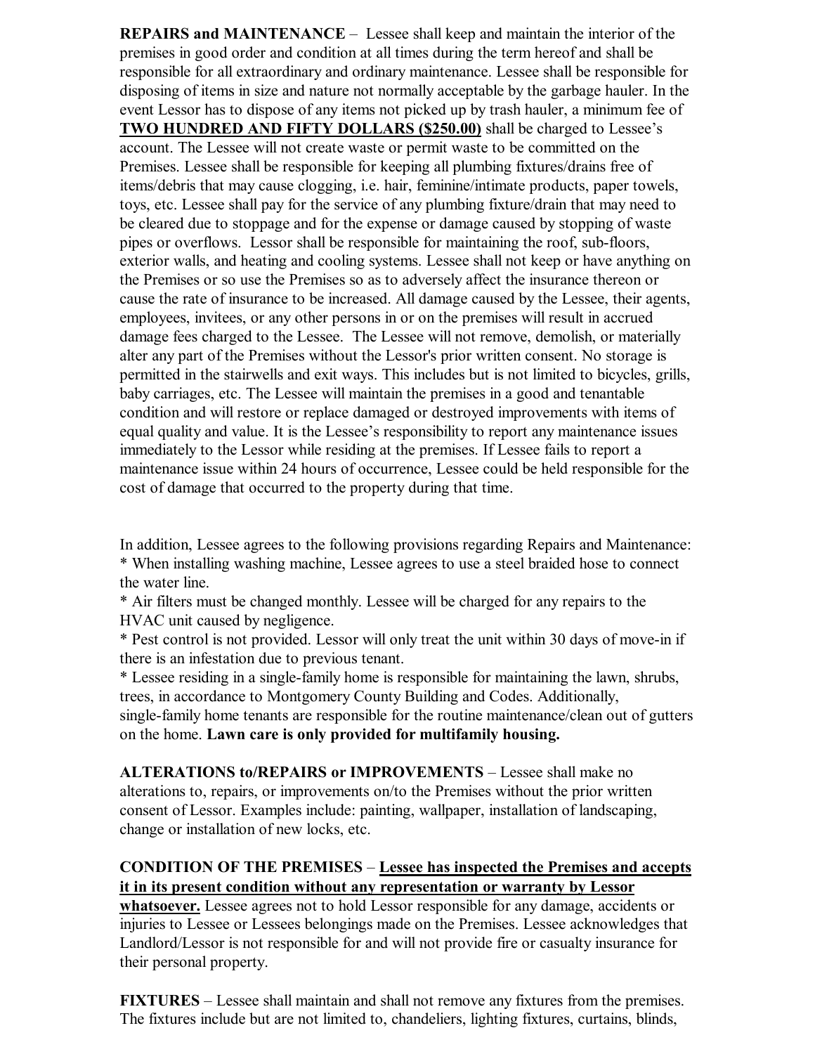**REPAIRS and MAINTENANCE** – Lessee shall keep and maintain the interior of the premises in good order and condition at all times during the term hereof and shall be responsible for all extraordinary and ordinary maintenance. Lessee shall be responsible for disposing of items in size and nature not normally acceptable by the garbage hauler. In the event Lessor has to dispose of any items not picked up by trash hauler, a minimum fee of **<u>TWO HUNDRED AND FIFTY DOLLARS ($250.00)</u>** shall be charged to Lessee's account. The Lessee will not create waste or permit waste to be committed on the Premises. Lessee shall be responsible for keeping all plumbing fixtures/drains free of items/debris that may cause clogging, i.e. hair, feminine/intimate products, paper towels, toys, etc. Lessee shall pay for the service of any plumbing fixture/drain that may need to be cleared due to stoppage and for the expense or damage caused by stopping of waste pipes or overflows. Lessor shall be responsible for maintaining the roof, sub-floors, exterior walls, and heating and cooling systems. Lessee shall not keep or have anything on the Premises or so use the Premises so as to adversely affect the insurance thereon or cause the rate of insurance to be increased. All damage caused by the Lessee, their agents, employees, invitees, or any other persons in or on the premises will result in accrued damage fees charged to the Lessee. The Lessee will not remove, demolish, or materially alter any part of the Premises without the Lessor's prior written consent. No storage is permitted in the stairwells and exit ways. This includes but is not limited to bicycles, grills, baby carriages, etc. The Lessee will maintain the premises in a good and tenantable condition and will restore or replace damaged or destroyed improvements with items of equal quality and value. It is the Lessee's responsibility to report any maintenance issues immediately to the Lessor while residing at the premises. If Lessee fails to report a maintenance issue within 24 hours of occurrence, Lessee could be held responsible for the cost of damage that occurred to the property during that time.

In addition, Lessee agrees to the following provisions regarding Repairs and Maintenance:
* When installing washing machine, Lessee agrees to use a steel braided hose to connect the water line.
* Air filters must be changed monthly. Lessee will be charged for any repairs to the HVAC unit caused by negligence.
* Pest control is not provided. Lessor will only treat the unit within 30 days of move-in if there is an infestation due to previous tenant.
* Lessee residing in a single-family home is responsible for maintaining the lawn, shrubs, trees, in accordance to Montgomery County Building and Codes. Additionally, single-family home tenants are responsible for the routine maintenance/clean out of gutters on the home. **Lawn care is only provided for multifamily housing.**

**ALTERATIONS to/REPAIRS or IMPROVEMENTS** – Lessee shall make no alterations to, repairs, or improvements on/to the Premises without the prior written consent of Lessor. Examples include: painting, wallpaper, installation of landscaping, change or installation of new locks, etc.

**CONDITION OF THE PREMISES** – **<u>Lessee has inspected the Premises and accepts it in its present condition without any representation or warranty by Lessor whatsoever.</u>** Lessee agrees not to hold Lessor responsible for any damage, accidents or injuries to Lessee or Lessees belongings made on the Premises. Lessee acknowledges that Landlord/Lessor is not responsible for and will not provide fire or casualty insurance for their personal property.

**FIXTURES** – Lessee shall maintain and shall not remove any fixtures from the premises. The fixtures include but are not limited to, chandeliers, lighting fixtures, curtains, blinds,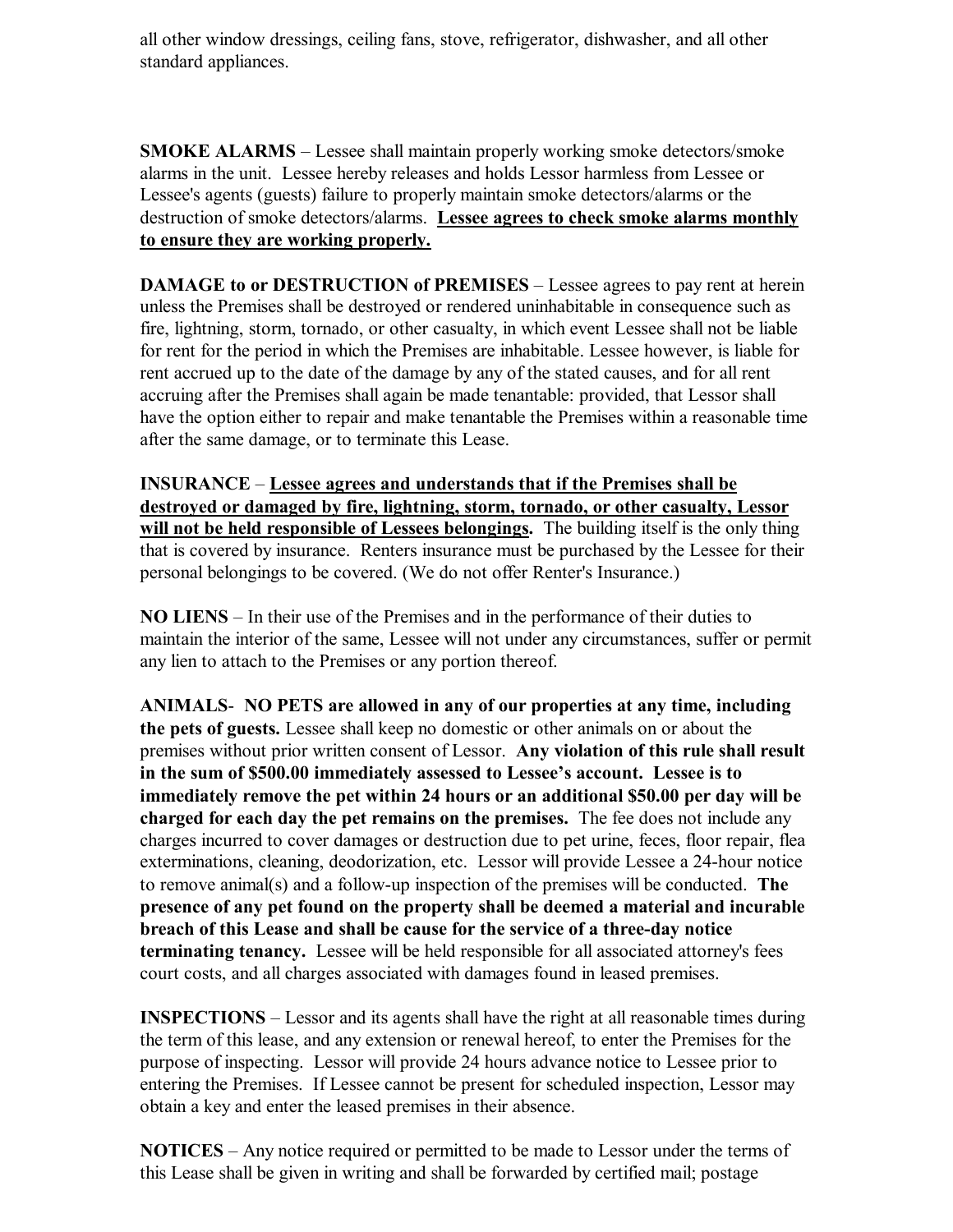all other window dressings, ceiling fans, stove, refrigerator, dishwasher, and all other standard appliances.

**SMOKE ALARMS** – Lessee shall maintain properly working smoke detectors/smoke alarms in the unit. Lessee hereby releases and holds Lessor harmless from Lessee or Lessee's agents (guests) failure to properly maintain smoke detectors/alarms or the destruction of smoke detectors/alarms. **<u>Lessee agrees to check smoke alarms monthly to ensure they are working properly.</u>**

**DAMAGE to or DESTRUCTION of PREMISES** – Lessee agrees to pay rent at herein unless the Premises shall be destroyed or rendered uninhabitable in consequence such as fire, lightning, storm, tornado, or other casualty, in which event Lessee shall not be liable for rent for the period in which the Premises are inhabitable. Lessee however, is liable for rent accrued up to the date of the damage by any of the stated causes, and for all rent accruing after the Premises shall again be made tenantable: provided, that Lessor shall have the option either to repair and make tenantable the Premises within a reasonable time after the same damage, or to terminate this Lease.

**INSURANCE** – **<u>Lessee agrees and understands that if the Premises shall be destroyed or damaged by fire, lightning, storm, tornado, or other casualty, Lessor will not be held responsible of Lessees belongings.</u>** The building itself is the only thing that is covered by insurance. Renters insurance must be purchased by the Lessee for their personal belongings to be covered. (We do not offer Renter's Insurance.)

**NO LIENS** – In their use of the Premises and in the performance of their duties to maintain the interior of the same, Lessee will not under any circumstances, suffer or permit any lien to attach to the Premises or any portion thereof.

**ANIMALS**- **NO PETS are allowed in any of our properties at any time, including the pets of guests.** Lessee shall keep no domestic or other animals on or about the premises without prior written consent of Lessor. **Any violation of this rule shall result in the sum of $500.00 immediately assessed to Lessee's account. Lessee is to immediately remove the pet within 24 hours or an additional $50.00 per day will be charged for each day the pet remains on the premises.** The fee does not include any charges incurred to cover damages or destruction due to pet urine, feces, floor repair, flea exterminations, cleaning, deodorization, etc. Lessor will provide Lessee a 24-hour notice to remove animal(s) and a follow-up inspection of the premises will be conducted. **The presence of any pet found on the property shall be deemed a material and incurable breach of this Lease and shall be cause for the service of a three-day notice terminating tenancy.** Lessee will be held responsible for all associated attorney's fees court costs, and all charges associated with damages found in leased premises.

**INSPECTIONS** – Lessor and its agents shall have the right at all reasonable times during the term of this lease, and any extension or renewal hereof, to enter the Premises for the purpose of inspecting. Lessor will provide 24 hours advance notice to Lessee prior to entering the Premises. If Lessee cannot be present for scheduled inspection, Lessor may obtain a key and enter the leased premises in their absence.

**NOTICES** – Any notice required or permitted to be made to Lessor under the terms of this Lease shall be given in writing and shall be forwarded by certified mail; postage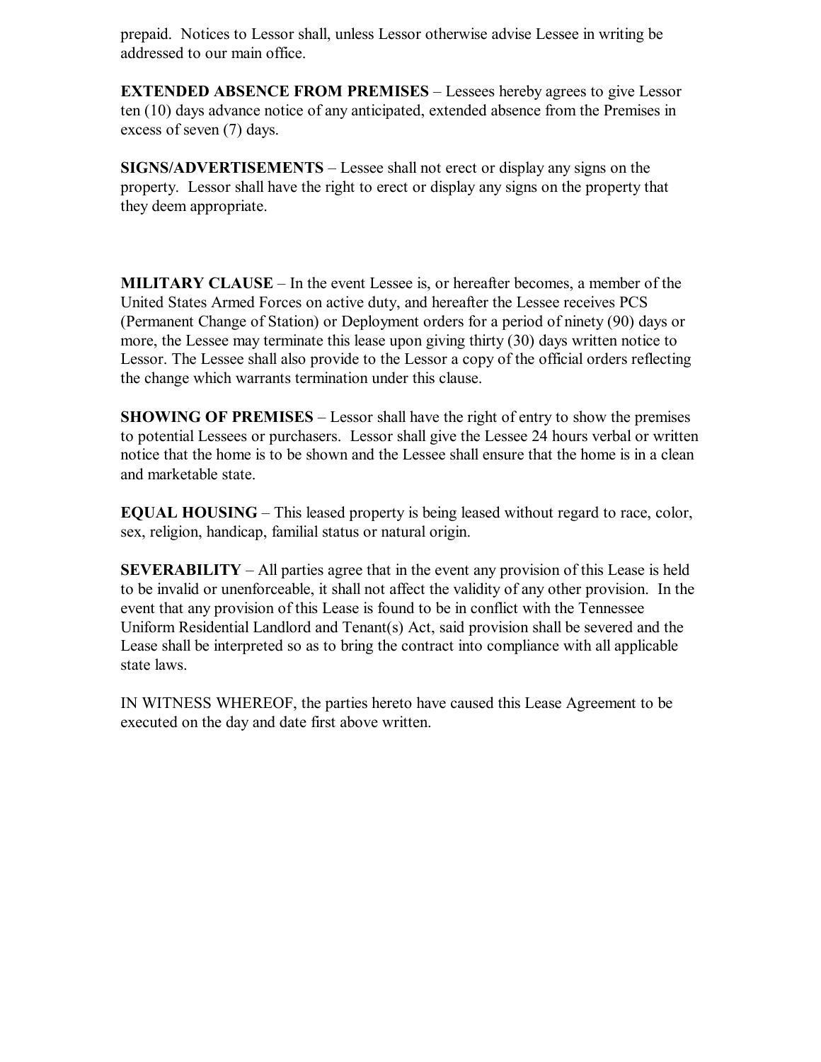prepaid. Notices to Lessor shall, unless Lessor otherwise advise Lessee in writing be addressed to our main office.

**EXTENDED ABSENCE FROM PREMISES** – Lessees hereby agrees to give Lessor ten (10) days advance notice of any anticipated, extended absence from the Premises in excess of seven (7) days.

**SIGNS/ADVERTISEMENTS** – Lessee shall not erect or display any signs on the property. Lessor shall have the right to erect or display any signs on the property that they deem appropriate.

**MILITARY CLAUSE** – In the event Lessee is, or hereafter becomes, a member of the United States Armed Forces on active duty, and hereafter the Lessee receives PCS (Permanent Change of Station) or Deployment orders for a period of ninety (90) days or more, the Lessee may terminate this lease upon giving thirty (30) days written notice to Lessor. The Lessee shall also provide to the Lessor a copy of the official orders reflecting the change which warrants termination under this clause.

**SHOWING OF PREMISES** – Lessor shall have the right of entry to show the premises to potential Lessees or purchasers. Lessor shall give the Lessee 24 hours verbal or written notice that the home is to be shown and the Lessee shall ensure that the home is in a clean and marketable state.

**EQUAL HOUSING** – This leased property is being leased without regard to race, color, sex, religion, handicap, familial status or natural origin.

**SEVERABILITY** – All parties agree that in the event any provision of this Lease is held to be invalid or unenforceable, it shall not affect the validity of any other provision. In the event that any provision of this Lease is found to be in conflict with the Tennessee Uniform Residential Landlord and Tenant(s) Act, said provision shall be severed and the Lease shall be interpreted so as to bring the contract into compliance with all applicable state laws.

IN WITNESS WHEREOF, the parties hereto have caused this Lease Agreement to be executed on the day and date first above written.